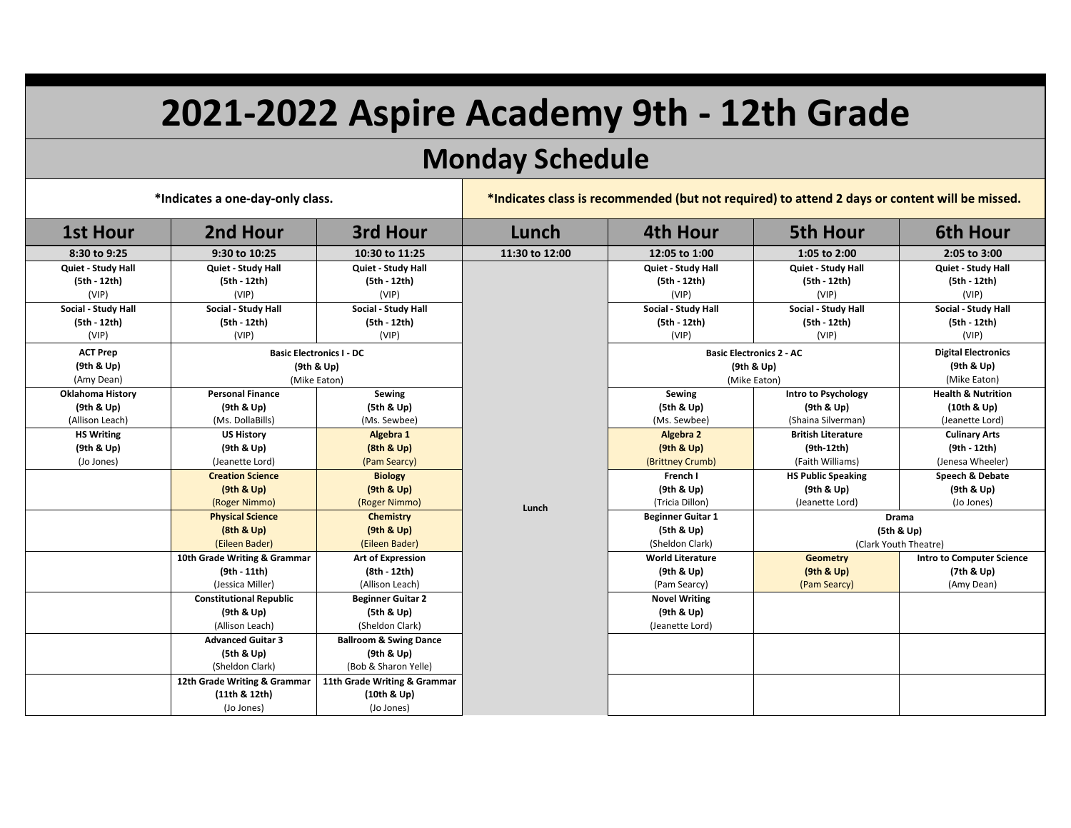# 2021-2022 Aspire Academy 9th - 12th Grade

## Monday Schedule

*Indicates a one-day-only class.

*Indicates class is recommended (but not required) to attend 2 days or content will be missed.

| 1st Hour | 2nd Hour | 3rd Hour | Lunch | 4th Hour | 5th Hour | 6th Hour |
|---|---|---|---|---|---|---|
| 8:30 to 9:25 | 9:30 to 10:25 | 10:30 to 11:25 | 11:30 to 12:00 | 12:05 to 1:00 | 1:05 to 2:00 | 2:05 to 3:00 |
| **Quiet - Study Hall** **(5th - 12th)** (VIP) | **Quiet - Study Hall** **(5th - 12th)** (VIP) | **Quiet - Study Hall** **(5th - 12th)** (VIP) | Lunch | **Quiet - Study Hall** **(5th - 12th)** (VIP) | **Quiet - Study Hall** **(5th - 12th)** (VIP) | **Quiet - Study Hall** **(5th - 12th)** (VIP) |
| **Social - Study Hall** **(5th - 12th)** (VIP) | **Social - Study Hall** **(5th - 12th)** (VIP) | **Social - Study Hall** **(5th - 12th)** (VIP) | | **Social - Study Hall** **(5th - 12th)** (VIP) | **Social - Study Hall** **(5th - 12th)** (VIP) | **Social - Study Hall** **(5th - 12th)** (VIP) |
| **ACT Prep** **(9th & Up)** (Amy Dean) | **Basic Electronics I - DC** **(9th & Up)** (Mike Eaton) | | | **Basic Electronics 2 - AC** **(9th & Up)** (Mike Eaton) | | **Digital Electronics** **(9th & Up)** (Mike Eaton) |
| **Oklahoma History** **(9th & Up)** (Allison Leach) | **Personal Finance** **(9th & Up)** (Ms. DollaBills) | **Sewing** **(5th & Up)** (Ms. Sewbee) | | **Sewing** **(5th & Up)** (Ms. Sewbee) | **Intro to Psychology** **(9th & Up)** (Shaina Silverman) | **Health & Nutrition** **(10th & Up)** (Jeanette Lord) |
| **HS Writing** **(9th & Up)** (Jo Jones) | **US History** **(9th & Up)** (Jeanette Lord) | **Algebra 1** **(8th & Up)** (Pam Searcy) | | **Algebra 2** **(9th & Up)** (Brittney Crumb) | **British Literature** **(9th-12th)** (Faith Williams) | **Culinary Arts** **(9th - 12th)** (Jenesa Wheeler) |
| | **Creation Science** **(9th & Up)** (Roger Nimmo) | **Biology** **(9th & Up)** (Roger Nimmo) | | **French I** **(9th & Up)** (Tricia Dillon) | **HS Public Speaking** **(9th & Up)** (Jeanette Lord) | **Speech & Debate** **(9th & Up)** (Jo Jones) |
| | **Physical Science** **(8th & Up)** (Eileen Bader) | **Chemistry** **(9th & Up)** (Eileen Bader) | | **Beginner Guitar 1** **(5th & Up)** (Sheldon Clark) | **Drama** **(5th & Up)** (Clark Youth Theatre) | |
| | **10th Grade Writing & Grammar** **(9th - 11th)** (Jessica Miller) | **Art of Expression** **(8th - 12th)** (Allison Leach) | | **World Literature** **(9th & Up)** (Pam Searcy) | **Geometry** **(9th & Up)** (Pam Searcy) | **Intro to Computer Science** **(7th & Up)** (Amy Dean) |
| | **Constitutional Republic** **(9th & Up)** (Allison Leach) | **Beginner Guitar 2** **(5th & Up)** (Sheldon Clark) | | **Novel Writing** **(9th & Up)** (Jeanette Lord) | | |
| | **Advanced Guitar 3** **(5th & Up)** (Sheldon Clark) | **Ballroom & Swing Dance** **(9th & Up)** (Bob & Sharon Yelle) | | | | |
| | **12th Grade Writing & Grammar** **(11th & 12th)** (Jo Jones) | **11th Grade Writing & Grammar** **(10th & Up)** (Jo Jones) | | | | |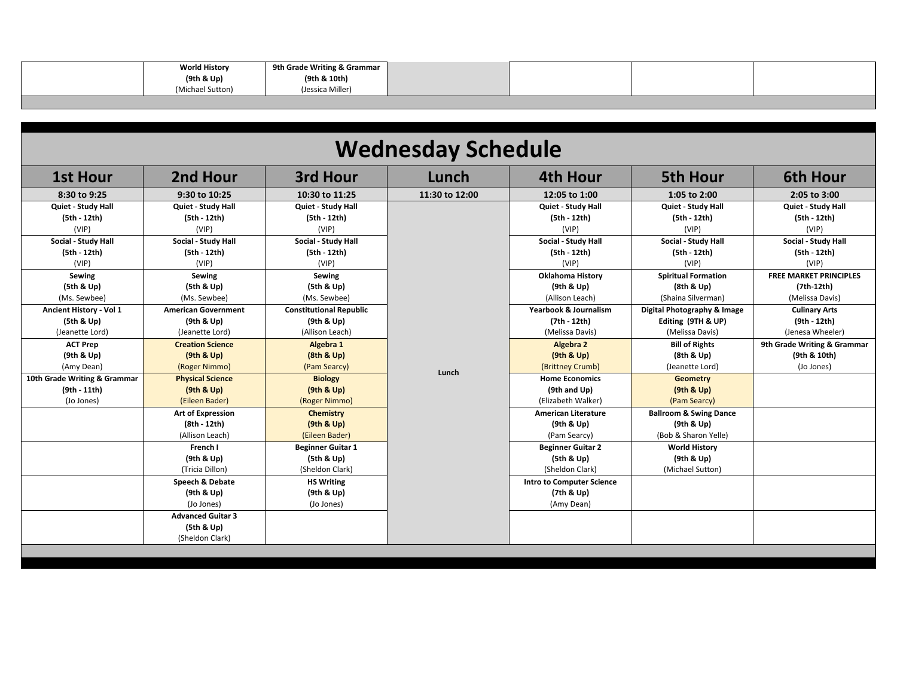| | | | | | | |
|---|---|---|---|---|---|---|
| | **World History** **(9th & Up)** (Michael Sutton) | **9th Grade Writing & Grammar** **(9th & 10th)** (Jessica Miller) | | | | |

# Wednesday Schedule

| 1st Hour | 2nd Hour | 3rd Hour | Lunch | 4th Hour | 5th Hour | 6th Hour |
|---|---|---|---|---|---|---|
| **8:30 to 9:25** | **9:30 to 10:25** | **10:30 to 11:25** | **11:30 to 12:00** | **12:05 to 1:00** | **1:05 to 2:00** | **2:05 to 3:00** |
| **Quiet - Study Hall** **(5th - 12th)** (VIP) | **Quiet - Study Hall** **(5th - 12th)** (VIP) | **Quiet - Study Hall** **(5th - 12th)** (VIP) | Lunch | **Quiet - Study Hall** **(5th - 12th)** (VIP) | **Quiet - Study Hall** **(5th - 12th)** (VIP) | **Quiet - Study Hall** **(5th - 12th)** (VIP) |
| **Social - Study Hall** **(5th - 12th)** (VIP) | **Social - Study Hall** **(5th - 12th)** (VIP) | **Social - Study Hall** **(5th - 12th)** (VIP) | | **Social - Study Hall** **(5th - 12th)** (VIP) | **Social - Study Hall** **(5th - 12th)** (VIP) | **Social - Study Hall** **(5th - 12th)** (VIP) |
| **Sewing** **(5th & Up)** (Ms. Sewbee) | **Sewing** **(5th & Up)** (Ms. Sewbee) | **Sewing** **(5th & Up)** (Ms. Sewbee) | | **Oklahoma History** **(9th & Up)** (Allison Leach) | **Spiritual Formation** **(8th & Up)** (Shaina Silverman) | **FREE MARKET PRINCIPLES** **(7th-12th)** (Melissa Davis) |
| **Ancient History - Vol 1** **(5th & Up)** (Jeanette Lord) | **American Government** **(9th & Up)** (Jeanette Lord) | **Constitutional Republic** **(9th & Up)** (Allison Leach) | | **Yearbook & Journalism** **(7th - 12th)** (Melissa Davis) | **Digital Photography & Image Editing (9TH & UP)** (Melissa Davis) | **Culinary Arts** **(9th - 12th)** (Jenesa Wheeler) |
| **ACT Prep** **(9th & Up)** (Amy Dean) | **Creation Science** **(9th & Up)** (Roger Nimmo) | **Algebra 1** **(8th & Up)** (Pam Searcy) | | **Algebra 2** **(9th & Up)** (Brittney Crumb) | **Bill of Rights** **(8th & Up)** (Jeanette Lord) | **9th Grade Writing & Grammar** **(9th & 10th)** (Jo Jones) |
| **10th Grade Writing & Grammar** **(9th - 11th)** (Jo Jones) | **Physical Science** **(9th & Up)** (Eileen Bader) | **Biology** **(9th & Up)** (Roger Nimmo) | | **Home Economics** **(9th and Up)** (Elizabeth Walker) | **Geometry** **(9th & Up)** (Pam Searcy) | |
| | **Art of Expression** **(8th - 12th)** (Allison Leach) | **Chemistry** **(9th & Up)** (Eileen Bader) | | **American Literature** **(9th & Up)** (Pam Searcy) | **Ballroom & Swing Dance** **(9th & Up)** (Bob & Sharon Yelle) | |
| | **French I** **(9th & Up)** (Tricia Dillon) | **Beginner Guitar 1** **(5th & Up)** (Sheldon Clark) | | **Beginner Guitar 2** **(5th & Up)** (Sheldon Clark) | **World History** **(9th & Up)** (Michael Sutton) | |
| | **Speech & Debate** **(9th & Up)** (Jo Jones) | **HS Writing** **(9th & Up)** (Jo Jones) | | **Intro to Computer Science** **(7th & Up)** (Amy Dean) | | |
| | **Advanced Guitar 3** **(5th & Up)** (Sheldon Clark) | | | | | |